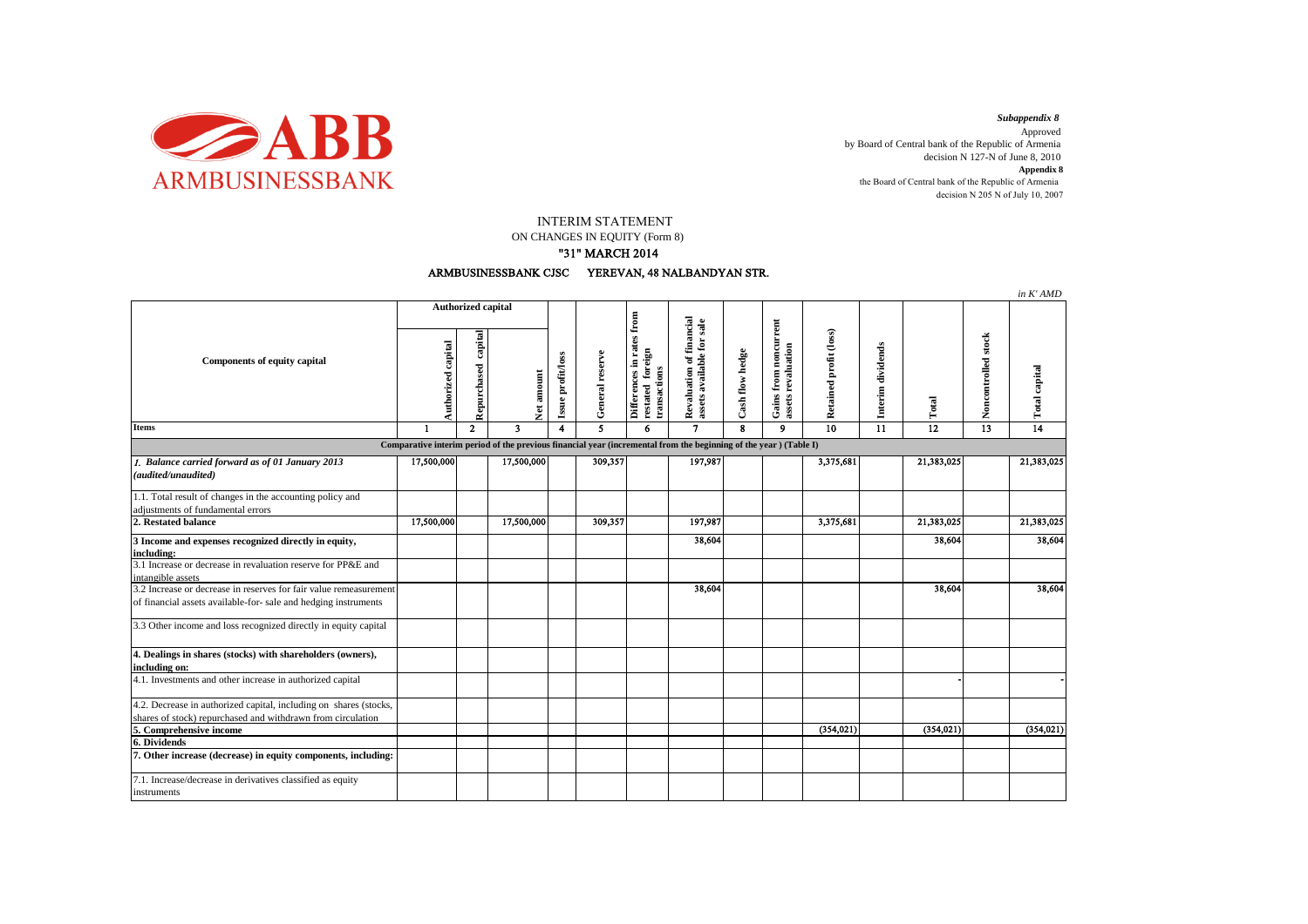*Subappendix 8*

Approved

by Board of Central bank of the Republic of Armenia

decision N 127-N of June 8, 2010

**Appendix 8**

the Board of Central bank of the Republic of Armenia

decision N 205 N of July 10, 2007

# INTERIM STATEMENT

ON CHANGES IN EQUITY (Form 8)

**"31" MARCH 2014**

**ARMBUSINESSBANK CJSC YEREVAN, 48 NALBANDYAN STR.**

*in K' AMD*

| Components of equity capital | Authorized capital | | | Issue profit/loss | General reserve | Differences in rates from restated foreign transactions | Revaluation of financial assets available for sale | Cash flow hedge | Gains from noncurrent assets revaluation | Retained profit (loss) | Interim dividends | Total | Noncontrolled stock | Total capital |
|---|---|---|---|---|---|---|---|---|---|---|---|---|---|---|
| | Authorized capital | Repurchased capital | Net amount | | | | | | | | | | | |
| **Items** | 1 | 2 | 3 | 4 | 5 | 6 | 7 | 8 | 9 | 10 | 11 | 12 | 13 | 14 |
| **Comparative interim period of the previous financial year (incremental from the beginning of the year ) (Table I)** | | | | | | | | | | | | | | |
| *1. Balance carried forward as of 01 January 2013 (audited/unaudited)* | 17,500,000 | | 17,500,000 | | 309,357 | | 197,987 | | | 3,375,681 | | 21,383,025 | | 21,383,025 |
| 1.1. Total result of changes in the accounting policy and adjustments of fundamental errors | | | | | | | | | | | | | | |
| **2. Restated balance** | 17,500,000 | | 17,500,000 | | 309,357 | | 197,987 | | | 3,375,681 | | 21,383,025 | | 21,383,025 |
| **3 Income and expenses recognized directly in equity, including:** | | | | | | | 38,604 | | | | | 38,604 | | 38,604 |
| 3.1 Increase or decrease in revaluation reserve for PP&E and intangible assets | | | | | | | | | | | | | | |
| 3.2 Increase or decrease in reserves for fair value remeasurement of financial assets available-for- sale and hedging instruments | | | | | | | 38,604 | | | | | 38,604 | | 38,604 |
| 3.3 Other income and loss recognized directly in equity capital | | | | | | | | | | | | | | |
| **4. Dealings in shares (stocks) with shareholders (owners), including on:** | | | | | | | | | | | | | | |
| 4.1. Investments and other increase in authorized capital | | | | | | | | | | | | - | | - |
| 4.2. Decrease in authorized capital, including on shares (stocks, shares of stock) repurchased and withdrawn from circulation | | | | | | | | | | | | | | |
| **5. Comprehensive income** | | | | | | | | | | (354,021) | | (354,021) | | (354,021) |
| **6. Dividends** | | | | | | | | | | | | | | |
| **7. Other increase (decrease) in equity components, including:** | | | | | | | | | | | | | | |
| 7.1. Increase/decrease in derivatives classified as equity instruments | | | | | | | | | | | | | | |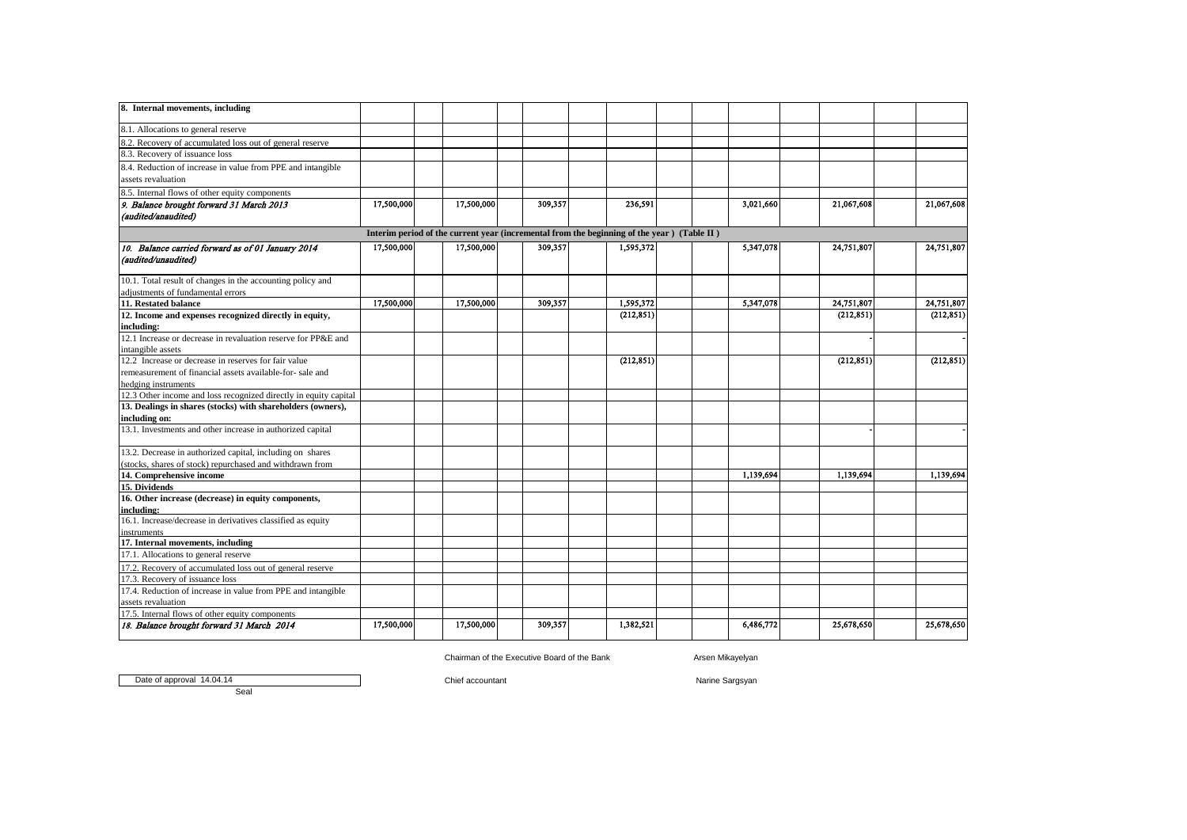| | | | | | | | | | | | | | | |
|---|---|---|---|---|---|---|---|---|---|---|---|---|---|---|
| **8. Internal movements, including** | | | | | | | | | | | | | | |
| 8.1. Allocations to general reserve | | | | | | | | | | | | | | |
| 8.2. Recovery of accumulated loss out of general reserve | | | | | | | | | | | | | | |
| 8.3. Recovery of issuance loss | | | | | | | | | | | | | | |
| 8.4. Reduction of increase in value from PPE and intangible assets revaluation | | | | | | | | | | | | | | |
| 8.5. Internal flows of other equity components | | | | | | | | | | | | | | |
| *9. Balance brought forward 31 March 2013 (audited/anaudited)* | 17,500,000 | | 17,500,000 | | 309,357 | | 236,591 | | | 3,021,660 | | 21,067,608 | | 21,067,608 |
| **Interim period of the current year (incremental from the beginning of the year ) (Table II )** | | | | | | | | | | | | | | |
| *10. Balance carried forward as of 01 January 2014 (audited/unaudited)* | 17,500,000 | | 17,500,000 | | 309,357 | | 1,595,372 | | | 5,347,078 | | 24,751,807 | | 24,751,807 |
| 10.1. Total result of changes in the accounting policy and adjustments of fundamental errors | | | | | | | | | | | | | | |
| **11. Restated balance** | 17,500,000 | | 17,500,000 | | 309,357 | | 1,595,372 | | | 5,347,078 | | 24,751,807 | | 24,751,807 |
| **12. Income and expenses recognized directly in equity, including:** | | | | | | | (212,851) | | | | | (212,851) | | (212,851) |
| 12.1 Increase or decrease in revaluation reserve for PP&E and intangible assets | | | | | | | | | | | | - | | - |
| 12.2 Increase or decrease in reserves for fair value remeasurement of financial assets available-for- sale and hedging instruments | | | | | | | (212,851) | | | | | (212,851) | | (212,851) |
| 12.3 Other income and loss recognized directly in equity capital | | | | | | | | | | | | | | |
| **13. Dealings in shares (stocks) with shareholders (owners), including on:** | | | | | | | | | | | | | | |
| 13.1. Investments and other increase in authorized capital | | | | | | | | | | | | - | | - |
| 13.2. Decrease in authorized capital, including on shares (stocks, shares of stock) repurchased and withdrawn from | | | | | | | | | | | | | | |
| **14. Comprehensive income** | | | | | | | | | | 1,139,694 | | 1,139,694 | | 1,139,694 |
| **15. Dividends** | | | | | | | | | | | | | | |
| **16. Other increase (decrease) in equity components, including:** | | | | | | | | | | | | | | |
| 16.1. Increase/decrease in derivatives classified as equity instruments | | | | | | | | | | | | | | |
| **17. Internal movements, including** | | | | | | | | | | | | | | |
| 17.1. Allocations to general reserve | | | | | | | | | | | | | | |
| 17.2. Recovery of accumulated loss out of general reserve | | | | | | | | | | | | | | |
| 17.3. Recovery of issuance loss | | | | | | | | | | | | | | |
| 17.4. Reduction of increase in value from PPE and intangible assets revaluation | | | | | | | | | | | | | | |
| 17.5. Internal flows of other equity components | | | | | | | | | | | | | | |
| *18. Balance brought forward 31 March 2014* | 17,500,000 | | 17,500,000 | | 309,357 | | 1,382,521 | | | 6,486,772 | | 25,678,650 | | 25,678,650 |

Chairman of the Executive Board of the Bank — Arsen Mikayelyan

Date of approval 14.04.14

Chief accountant — Narine Sargsyan

Seal